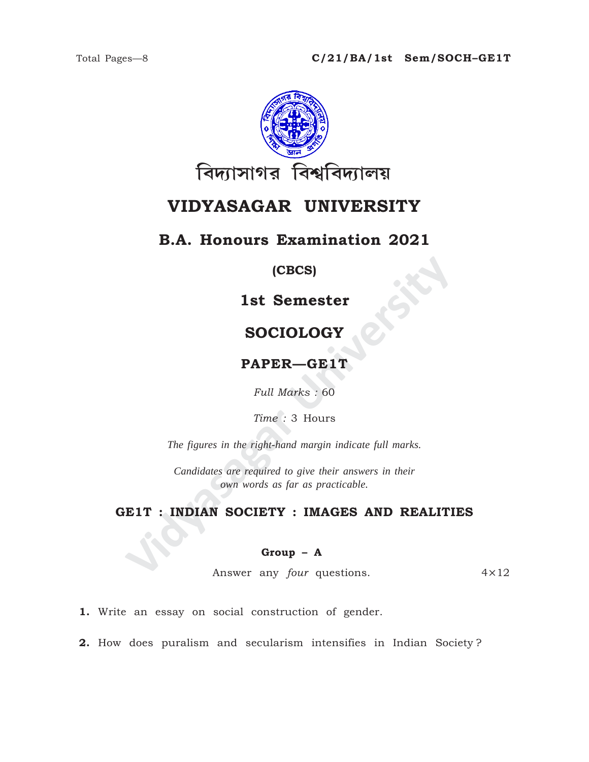Total Pages—8

**C/21/BA/1st Sem/SOCH–GE1T**

বিদ্যাসাগর বিশ্ববিদ্যালয়

# VIDYASAGAR UNIVERSITY

## B.A. Honours Examination 2021

**(CBCS)**

## 1st Semester

## SOCIOLOGY

## PAPER—GE1T

*Full Marks :* 60

*Time :* 3 Hours

*The figures in the right-hand margin indicate full marks.*

*Candidates are required to give their answers in their own words as far as practicable.*

## GE1T : INDIAN SOCIETY : IMAGES AND REALITIES

### Group – A

Answer any *four* questions. 4×12

**1.** Write an essay on social construction of gender.

**2.** How does puralism and secularism intensifies in Indian Society ?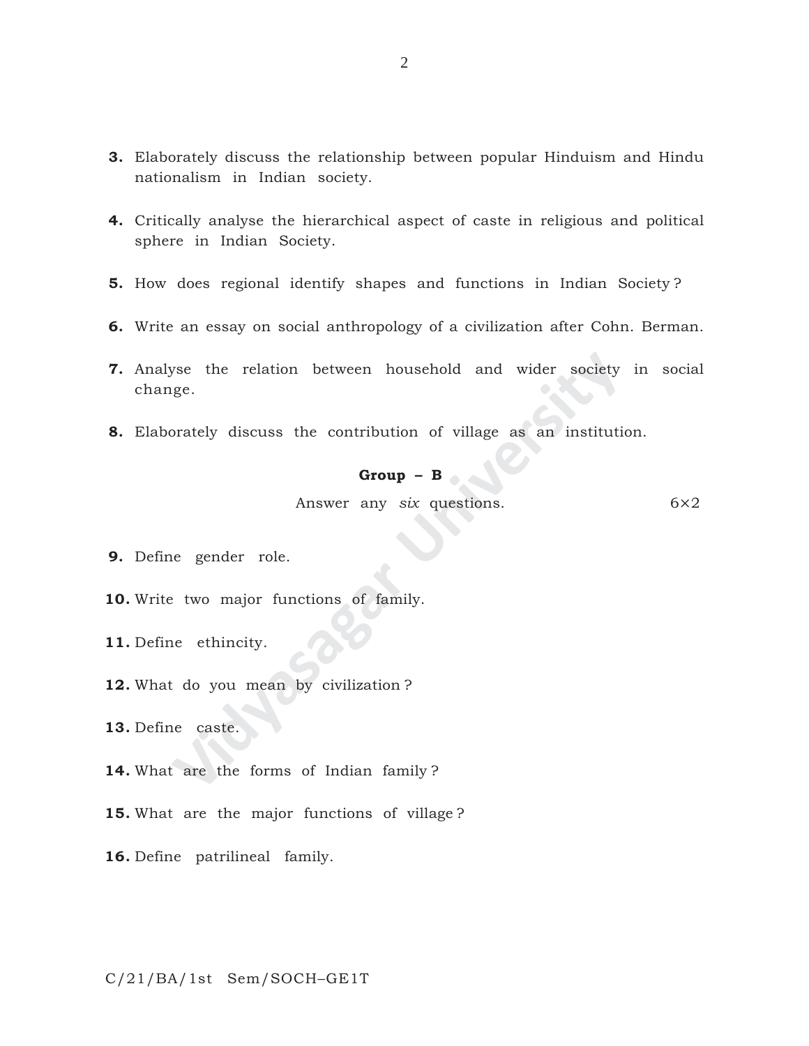**3.** Elaborately discuss the relationship between popular Hinduism and Hindu nationalism in Indian society.

**4.** Critically analyse the hierarchical aspect of caste in religious and political sphere in Indian Society.

**5.** How does regional identify shapes and functions in Indian Society ?

**6.** Write an essay on social anthropology of a civilization after Cohn. Berman.

**7.** Analyse the relation between household and wider society in social change.

**8.** Elaborately discuss the contribution of village as an institution.

**Group – B**

Answer any *six* questions. 6×2

**9.** Define gender role.

**10.** Write two major functions of family.

**11.** Define ethincity.

**12.** What do you mean by civilization ?

**13.** Define caste.

**14.** What are the forms of Indian family ?

**15.** What are the major functions of village ?

**16.** Define patrilineal family.

C/21/BA/1st Sem/SOCH–GE1T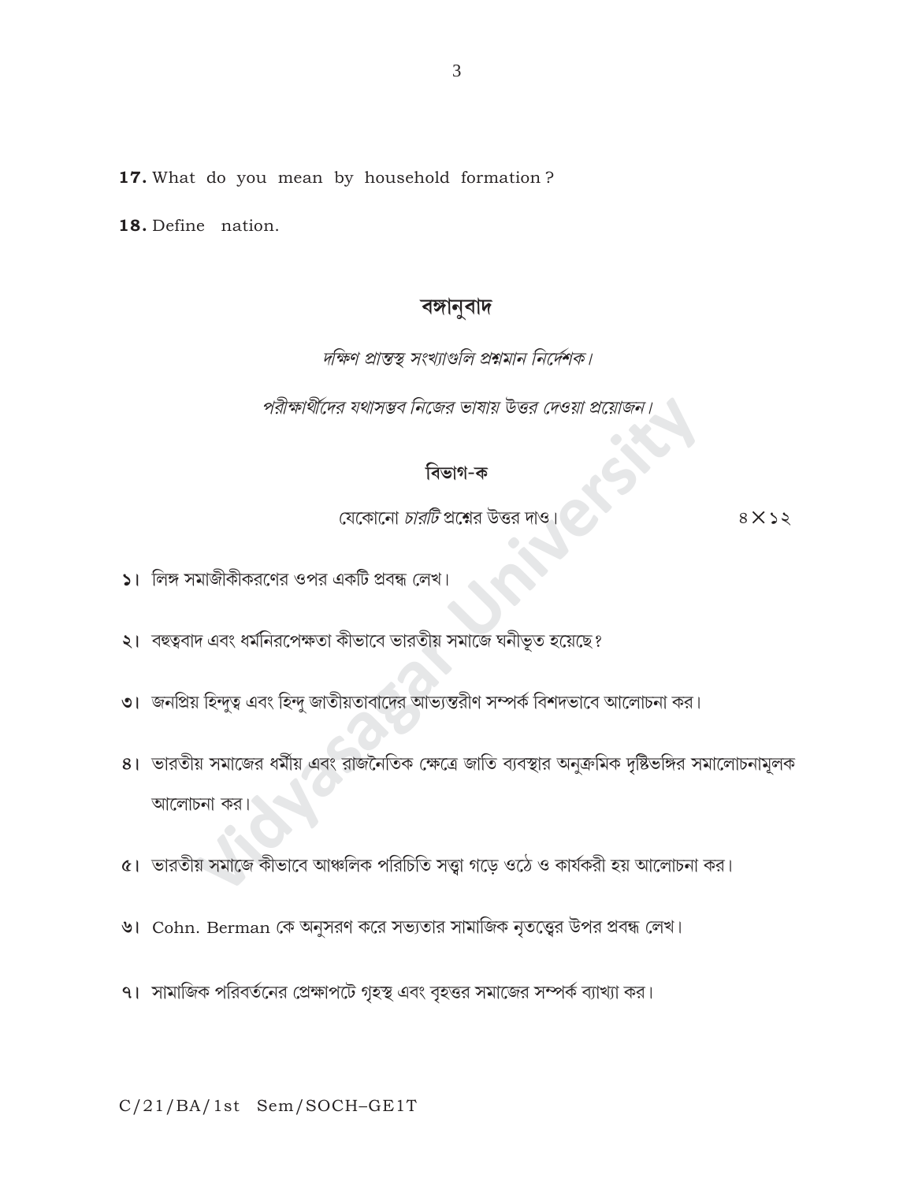17. What do you mean by household formation?

18. Define nation.

## বঙ্গানুবাদ

*দক্ষিণ প্রান্তস্থ সংখ্যাগুলি প্রশ্নমান নির্দেশক।*

*পরীক্ষার্থীদের যথাসম্ভব নিজের ভাষায় উত্তর দেওয়া প্রয়োজন।*

### বিভাগ-ক

যেকোনো *চারটি* প্রশ্নের উত্তর দাও। ৪ × ১২

১। লিঙ্গ সমাজীকীকরণের ওপর একটি প্রবন্ধ লেখ।

২। বহুত্ববাদ এবং ধর্মনিরপেক্ষতা কীভাবে ভারতীয় সমাজে ঘনীভূত হয়েছে?

৩। জনপ্রিয় হিন্দুত্ব এবং হিন্দু জাতীয়তাবাদের আভ্যন্তরীণ সম্পর্ক বিশদভাবে আলোচনা কর।

৪। ভারতীয় সমাজের ধর্মীয় এবং রাজনৈতিক ক্ষেত্রে জাতি ব্যবস্থার অনুক্রমিক দৃষ্টিভঙ্গির সমালোচনামূলক আলোচনা কর।

৫। ভারতীয় সমাজে কীভাবে আঞ্চলিক পরিচিতি সত্ত্বা গড়ে ওঠে ও কার্যকরী হয় আলোচনা কর।

৬। Cohn. Berman কে অনুসরণ করে সভ্যতার সামাজিক নৃতত্ত্বের উপর প্রবন্ধ লেখ।

৭। সামাজিক পরিবর্তনের প্রেক্ষাপটে গৃহস্থ এবং বৃহত্তর সমাজের সম্পর্ক ব্যাখ্যা কর।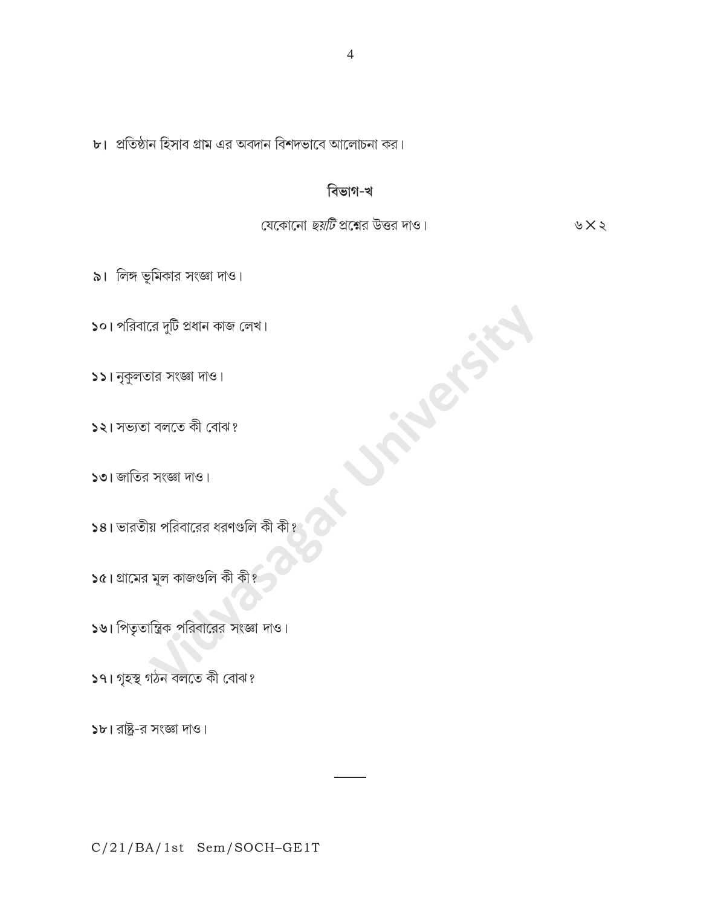৮। প্রতিষ্ঠান হিসাব গ্রাম এর অবদান বিশদভাবে আলোচনা কর।

## বিভাগ-খ

যেকোনো *ছয়টি* প্রশ্নের উত্তর দাও। ৬×২

৯। লিঙ্গ ভূমিকার সংজ্ঞা দাও।

১০। পরিবারে দুটি প্রধান কাজ লেখ।

১১। নৃকুলতার সংজ্ঞা দাও।

১২। সভ্যতা বলতে কী বোঝ?

১৩। জাতির সংজ্ঞা দাও।

১৪। ভারতীয় পরিবারের ধরণগুলি কী কী?

১৫। গ্রামের মূল কাজগুলি কী কী?

১৬। পিতৃতান্ত্রিক পরিবারের সংজ্ঞা দাও।

১৭। গৃহস্থ গঠন বলতে কী বোঝ?

১৮। রাষ্ট্র-র সংজ্ঞা দাও।

C/21/BA/1st Sem/SOCH–GE1T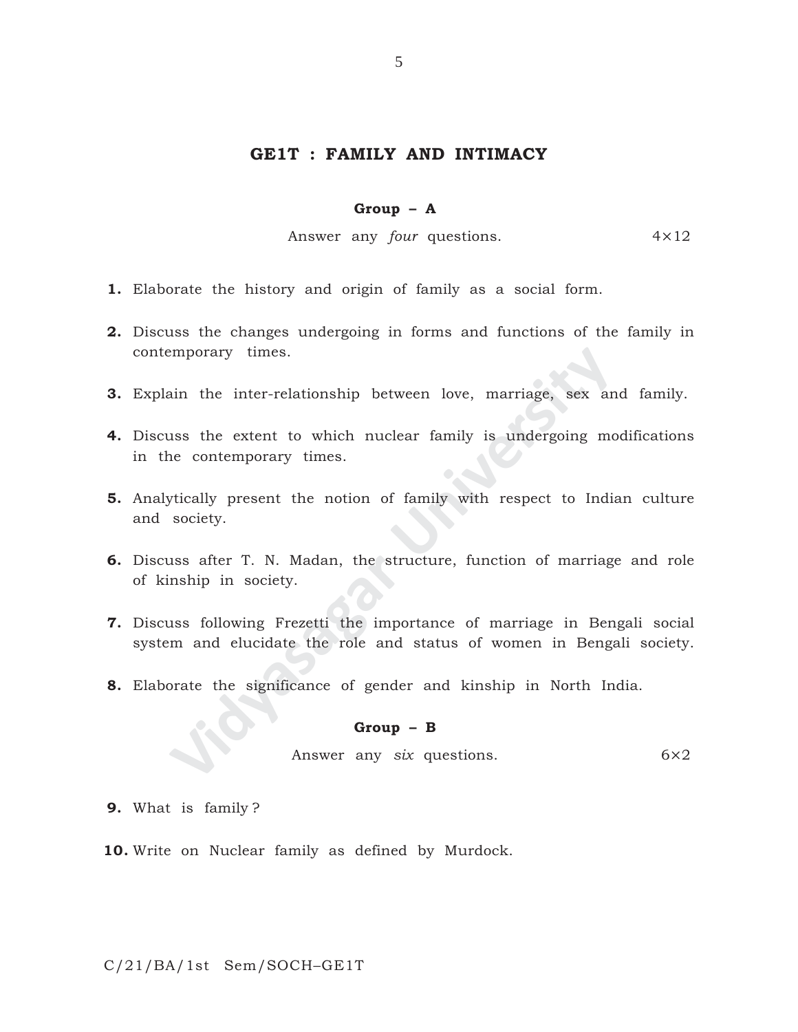## GE1T : FAMILY AND INTIMACY

### Group – A

Answer any *four* questions. 4×12

1. Elaborate the history and origin of family as a social form.
2. Discuss the changes undergoing in forms and functions of the family in contemporary times.
3. Explain the inter-relationship between love, marriage, sex and family.
4. Discuss the extent to which nuclear family is undergoing modifications in the contemporary times.
5. Analytically present the notion of family with respect to Indian culture and society.
6. Discuss after T. N. Madan, the structure, function of marriage and role of kinship in society.
7. Discuss following Frezetti the importance of marriage in Bengali social system and elucidate the role and status of women in Bengali society.
8. Elaborate the significance of gender and kinship in North India.

### Group – B

Answer any *six* questions. 6×2

9. What is family ?
10. Write on Nuclear family as defined by Murdock.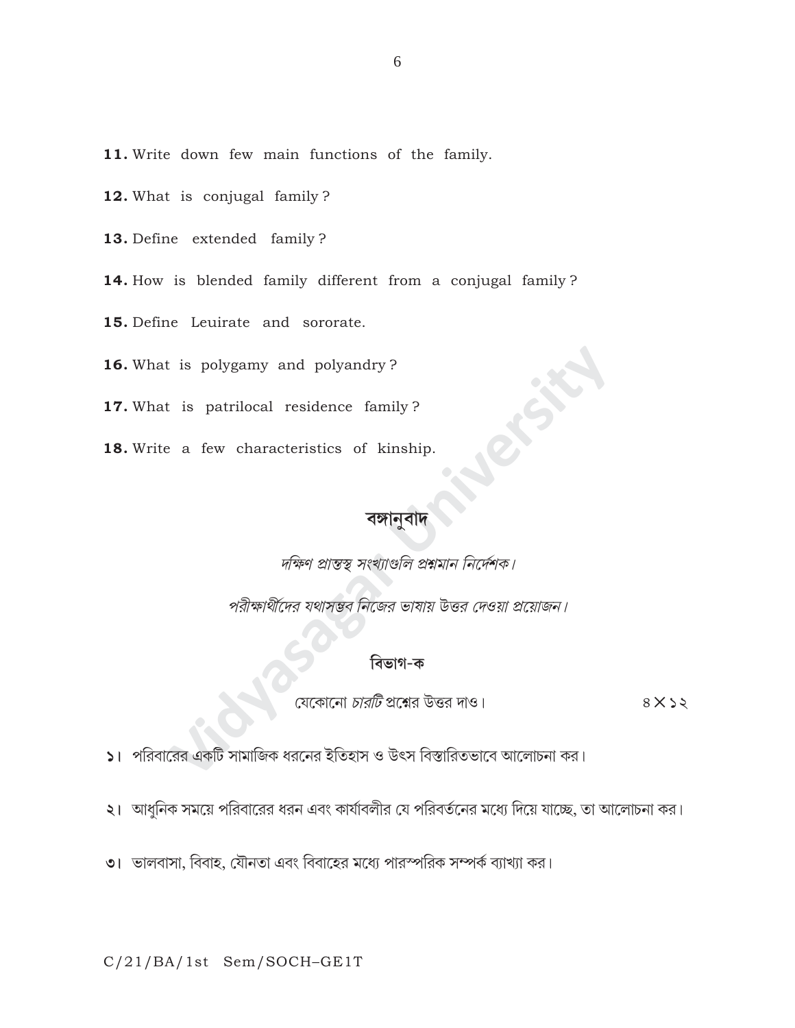**11.** Write down few main functions of the family.

**12.** What is conjugal family ?

**13.** Define extended family ?

**14.** How is blended family different from a conjugal family ?

**15.** Define Leuirate and sororate.

**16.** What is polygamy and polyandry ?

**17.** What is patrilocal residence family ?

**18.** Write a few characteristics of kinship.

## বঙ্গানুবাদ

*দক্ষিণ প্রান্তস্থ সংখ্যাগুলি প্রশ্নমান নির্দেশক।*

*পরীক্ষার্থীদের যথাসম্ভব নিজের ভাষায় উত্তর দেওয়া প্রয়োজন।*

### বিভাগ-ক

যেকোনো *চারটি* প্রশ্নের উত্তর দাও। ৪×১২

১। পরিবারের একটি সামাজিক ধরনের ইতিহাস ও উৎস বিস্তারিতভাবে আলোচনা কর।

২। আধুনিক সময়ে পরিবারের ধরন এবং কার্যাবলীর যে পরিবর্তনের মধ্যে দিয়ে যাচ্ছে, তা আলোচনা কর।

৩। ভালবাসা, বিবাহ, যৌনতা এবং বিবাহের মধ্যে পারস্পরিক সম্পর্ক ব্যাখ্যা কর।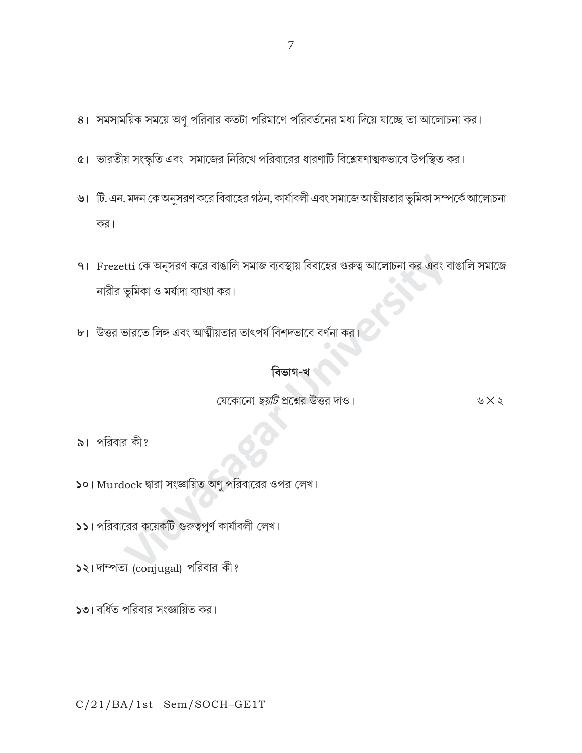৪। সমসাময়িক সময়ে অণু পরিবার কতটা পরিমাণে পরিবর্তনের মধ্য দিয়ে যাচ্ছে তা আলোচনা কর।

৫। ভারতীয় সংস্কৃতি এবং সমাজের নিরিখে পরিবারের ধারণাটি বিশ্লেষণাত্মকভাবে উপস্থিত কর।

৬। টি. এন. মদন কে অনুসরণ করে বিবাহের গঠন, কার্যাবলী এবং সমাজে আত্মীয়তার ভূমিকা সম্পর্কে আলোচনা কর।

৭। Frezetti কে অনুসরণ করে বাঙালি সমাজ ব্যবস্থায় বিবাহের গুরুত্ব আলোচনা কর এবং বাঙালি সমাজে নারীর ভূমিকা ও মর্যাদা ব্যাখ্যা কর।

৮। উত্তর ভারতে লিঙ্গ এবং আত্মীয়তার তাৎপর্য বিশদভাবে বর্ণনা কর।

## বিভাগ-খ

যেকোনো *ছয়টি* প্রশ্নের উত্তর দাও। ৬×২

৯। পরিবার কী?

১০। Murdock দ্বারা সংজ্ঞায়িত অণু পরিবারের ওপর লেখ।

১১। পরিবারের কয়েকটি গুরুত্বপূর্ণ কার্যাবলী লেখ।

১২। দাম্পত্য (conjugal) পরিবার কী?

১৩। বর্ধিত পরিবার সংজ্ঞায়িত কর।

C/21/BA/1st Sem/SOCH–GE1T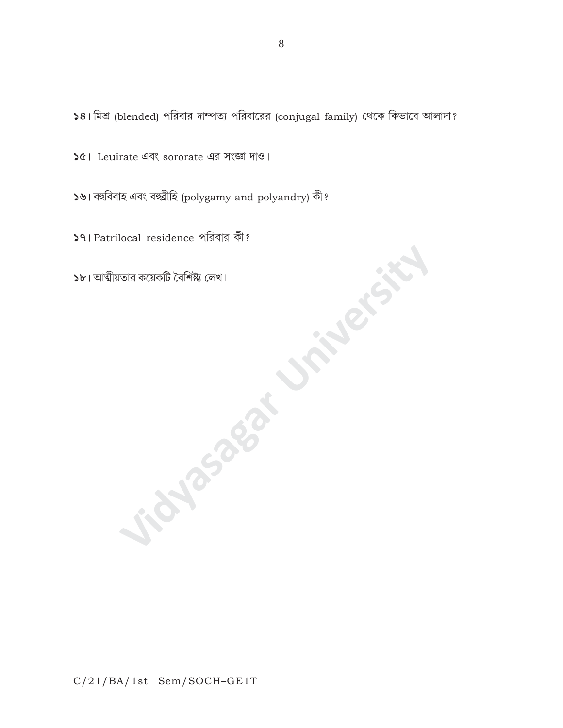১৪। মিশ্র (blended) পরিবার দাম্পত্য পরিবারের (conjugal family) থেকে কিভাবে আলাদা?

১৫। Leuirate এবং sororate এর সংজ্ঞা দাও।

১৬। বহুবিবাহ এবং বহুব্রীহি (polygamy and polyandry) কী?

১৭। Patrilocal residence পরিবার কী?

১৮। আত্মীয়তার কয়েকটি বৈশিষ্ট্য লেখ।

---

C/21/BA/1st Sem/SOCH–GE1T